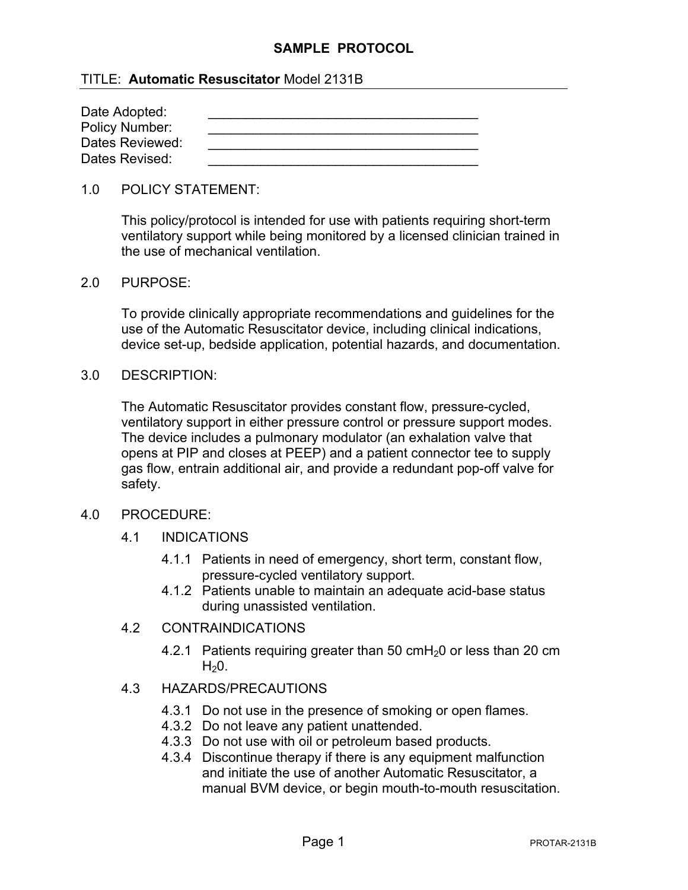**SAMPLE PROTOCOL**

TITLE: **Automatic Resuscitator** Model 2131B

Date Adopted: ______________________________________
Policy Number: ______________________________________
Dates Reviewed: ______________________________________
Dates Revised: ______________________________________

1.0 POLICY STATEMENT:

This policy/protocol is intended for use with patients requiring short-term ventilatory support while being monitored by a licensed clinician trained in the use of mechanical ventilation.

2.0 PURPOSE:

To provide clinically appropriate recommendations and guidelines for the use of the Automatic Resuscitator device, including clinical indications, device set-up, bedside application, potential hazards, and documentation.

3.0 DESCRIPTION:

The Automatic Resuscitator provides constant flow, pressure-cycled, ventilatory support in either pressure control or pressure support modes. The device includes a pulmonary modulator (an exhalation valve that opens at PIP and closes at PEEP) and a patient connector tee to supply gas flow, entrain additional air, and provide a redundant pop-off valve for safety.

4.0 PROCEDURE:

4.1 INDICATIONS

4.1.1 Patients in need of emergency, short term, constant flow, pressure-cycled ventilatory support.
4.1.2 Patients unable to maintain an adequate acid-base status during unassisted ventilation.

4.2 CONTRAINDICATIONS

4.2.1 Patients requiring greater than 50 cm$H_20$ or less than 20 cm $H_20$.

4.3 HAZARDS/PRECAUTIONS

4.3.1 Do not use in the presence of smoking or open flames.
4.3.2 Do not leave any patient unattended.
4.3.3 Do not use with oil or petroleum based products.
4.3.4 Discontinue therapy if there is any equipment malfunction and initiate the use of another Automatic Resuscitator, a manual BVM device, or begin mouth-to-mouth resuscitation.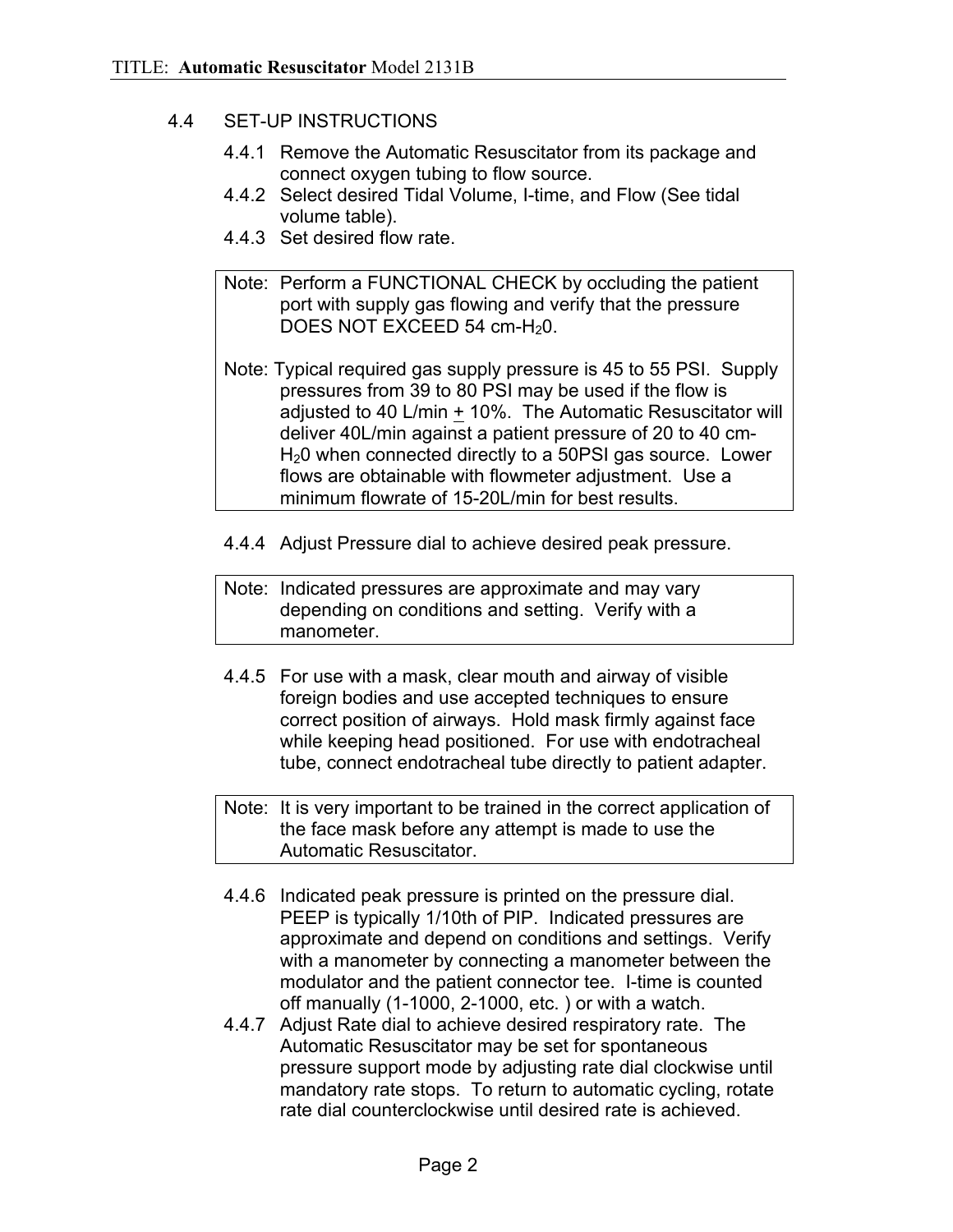## 4.4 SET-UP INSTRUCTIONS

4.4.1 Remove the Automatic Resuscitator from its package and connect oxygen tubing to flow source.

4.4.2 Select desired Tidal Volume, I-time, and Flow (See tidal volume table).

4.4.3 Set desired flow rate.

> Note: Perform a FUNCTIONAL CHECK by occluding the patient port with supply gas flowing and verify that the pressure DOES NOT EXCEED 54 cm-$H_2$0.
>
> Note: Typical required gas supply pressure is 45 to 55 PSI. Supply pressures from 39 to 80 PSI may be used if the flow is adjusted to 40 L/min ± 10%. The Automatic Resuscitator will deliver 40L/min against a patient pressure of 20 to 40 cm-$H_2$0 when connected directly to a 50PSI gas source. Lower flows are obtainable with flowmeter adjustment. Use a minimum flowrate of 15-20L/min for best results.

4.4.4 Adjust Pressure dial to achieve desired peak pressure.

> Note: Indicated pressures are approximate and may vary depending on conditions and setting. Verify with a manometer.

4.4.5 For use with a mask, clear mouth and airway of visible foreign bodies and use accepted techniques to ensure correct position of airways. Hold mask firmly against face while keeping head positioned. For use with endotracheal tube, connect endotracheal tube directly to patient adapter.

> Note: It is very important to be trained in the correct application of the face mask before any attempt is made to use the Automatic Resuscitator.

4.4.6 Indicated peak pressure is printed on the pressure dial. PEEP is typically 1/10th of PIP. Indicated pressures are approximate and depend on conditions and settings. Verify with a manometer by connecting a manometer between the modulator and the patient connector tee. I-time is counted off manually (1-1000, 2-1000, etc. ) or with a watch.

4.4.7 Adjust Rate dial to achieve desired respiratory rate. The Automatic Resuscitator may be set for spontaneous pressure support mode by adjusting rate dial clockwise until mandatory rate stops. To return to automatic cycling, rotate rate dial counterclockwise until desired rate is achieved.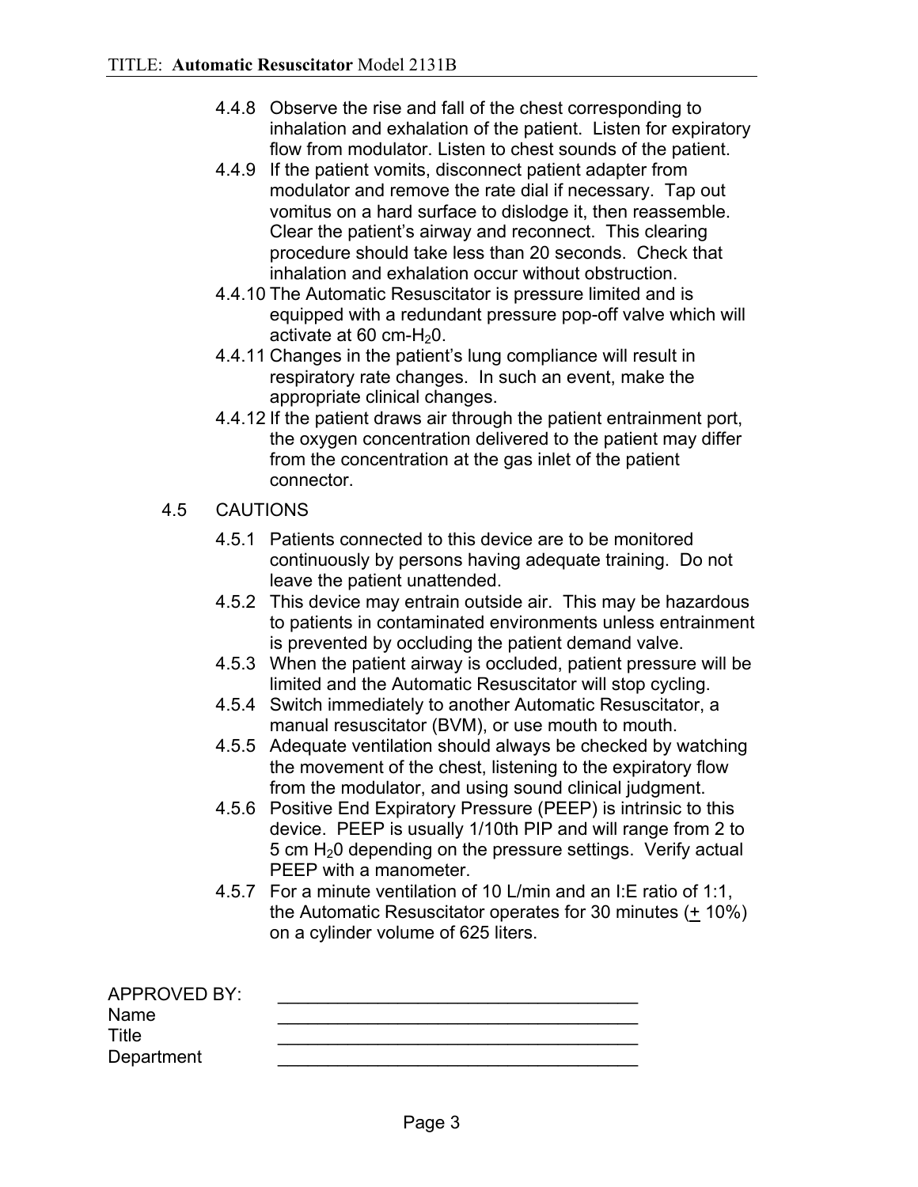4.4.8 Observe the rise and fall of the chest corresponding to inhalation and exhalation of the patient. Listen for expiratory flow from modulator. Listen to chest sounds of the patient.

4.4.9 If the patient vomits, disconnect patient adapter from modulator and remove the rate dial if necessary. Tap out vomitus on a hard surface to dislodge it, then reassemble. Clear the patient's airway and reconnect. This clearing procedure should take less than 20 seconds. Check that inhalation and exhalation occur without obstruction.

4.4.10 The Automatic Resuscitator is pressure limited and is equipped with a redundant pressure pop-off valve which will activate at 60 cm-$H_20$.

4.4.11 Changes in the patient's lung compliance will result in respiratory rate changes. In such an event, make the appropriate clinical changes.

4.4.12 If the patient draws air through the patient entrainment port, the oxygen concentration delivered to the patient may differ from the concentration at the gas inlet of the patient connector.

4.5 CAUTIONS

4.5.1 Patients connected to this device are to be monitored continuously by persons having adequate training. Do not leave the patient unattended.

4.5.2 This device may entrain outside air. This may be hazardous to patients in contaminated environments unless entrainment is prevented by occluding the patient demand valve.

4.5.3 When the patient airway is occluded, patient pressure will be limited and the Automatic Resuscitator will stop cycling.

4.5.4 Switch immediately to another Automatic Resuscitator, a manual resuscitator (BVM), or use mouth to mouth.

4.5.5 Adequate ventilation should always be checked by watching the movement of the chest, listening to the expiratory flow from the modulator, and using sound clinical judgment.

4.5.6 Positive End Expiratory Pressure (PEEP) is intrinsic to this device. PEEP is usually 1/10th PIP and will range from 2 to 5 cm $H_20$ depending on the pressure settings. Verify actual PEEP with a manometer.

4.5.7 For a minute ventilation of 10 L/min and an I:E ratio of 1:1, the Automatic Resuscitator operates for 30 minutes ($\pm$ 10%) on a cylinder volume of 625 liters.

APPROVED BY: ____________________

Name ____________________

Title ____________________

Department ____________________